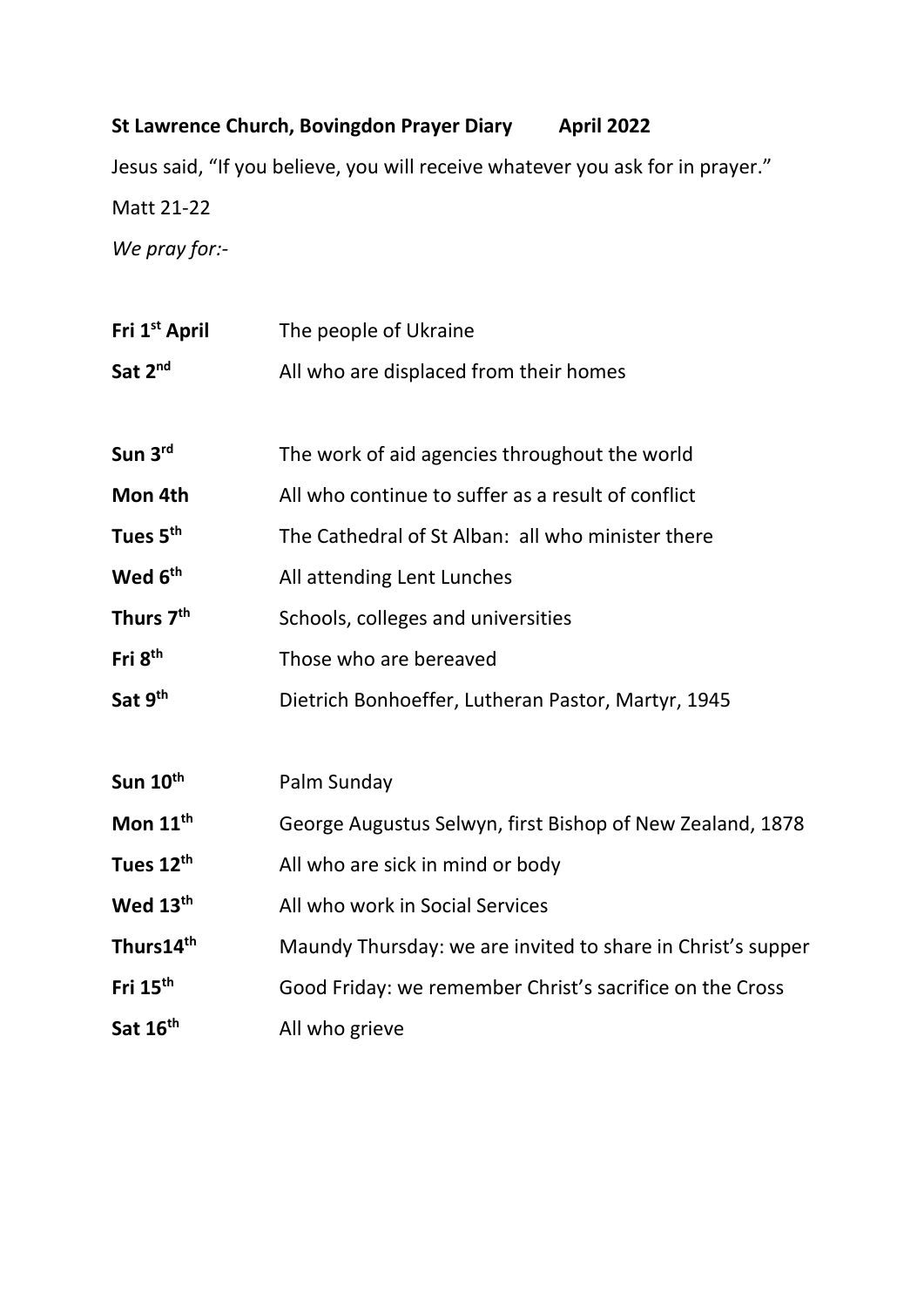**St Lawrence Church, Bovingdon Prayer Diary April 2022**

Jesus said, "If you believe, you will receive whatever you ask for in prayer."

Matt 21-22

*We pray for:-*

| | |
|---|---|
| **Fri 1st April** | The people of Ukraine |
| **Sat 2nd** | All who are displaced from their homes |
| | |
| **Sun 3rd** | The work of aid agencies throughout the world |
| **Mon 4th** | All who continue to suffer as a result of conflict |
| **Tues 5th** | The Cathedral of St Alban: all who minister there |
| **Wed 6th** | All attending Lent Lunches |
| **Thurs 7th** | Schools, colleges and universities |
| **Fri 8th** | Those who are bereaved |
| **Sat 9th** | Dietrich Bonhoeffer, Lutheran Pastor, Martyr, 1945 |
| | |
| **Sun 10th** | Palm Sunday |
| **Mon 11th** | George Augustus Selwyn, first Bishop of New Zealand, 1878 |
| **Tues 12th** | All who are sick in mind or body |
| **Wed 13th** | All who work in Social Services |
| **Thurs14th** | Maundy Thursday: we are invited to share in Christ's supper |
| **Fri 15th** | Good Friday: we remember Christ's sacrifice on the Cross |
| **Sat 16th** | All who grieve |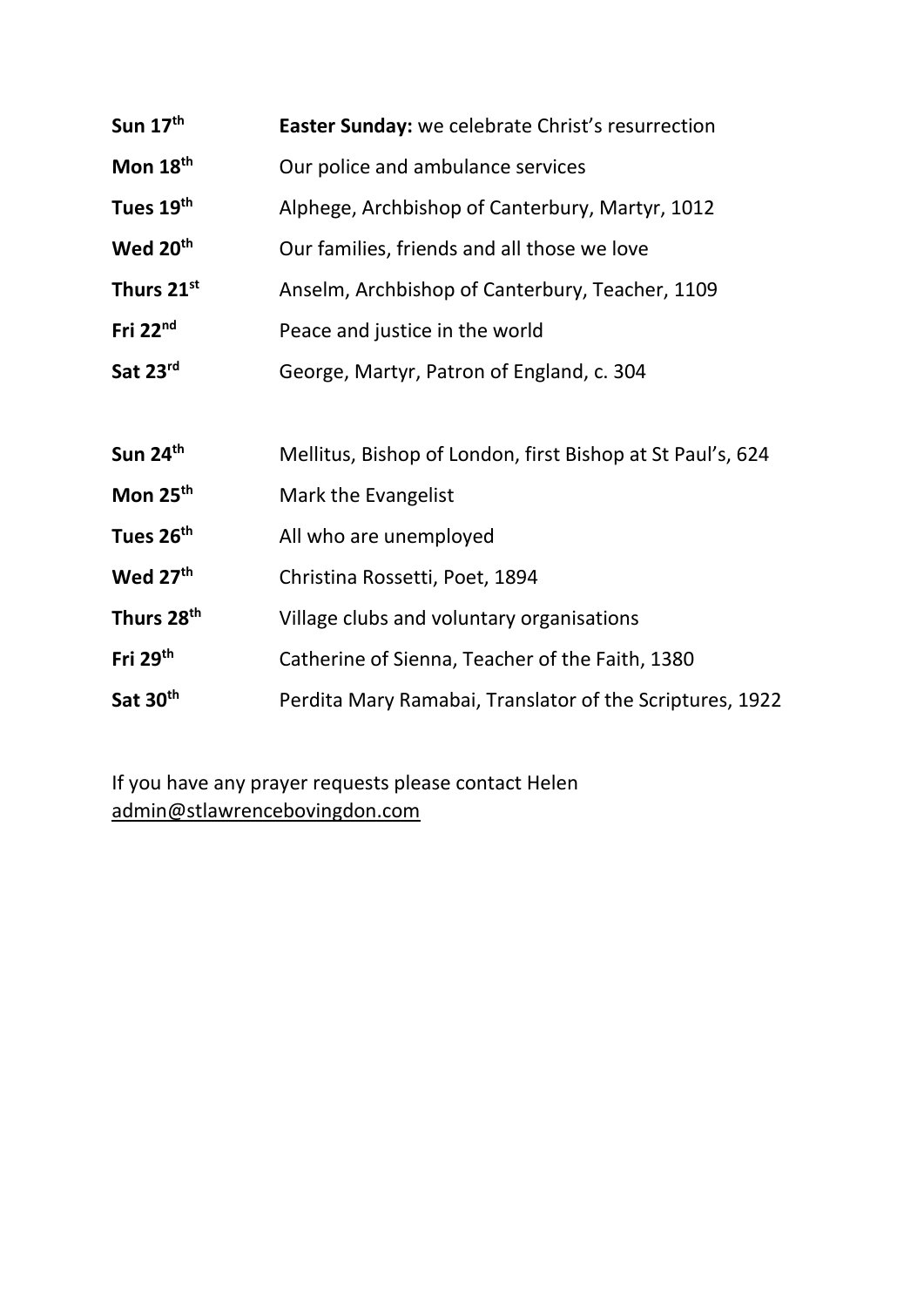| | |
|---|---|
| **Sun 17th** | **Easter Sunday:** we celebrate Christ's resurrection |
| **Mon 18th** | Our police and ambulance services |
| **Tues 19th** | Alphege, Archbishop of Canterbury, Martyr, 1012 |
| **Wed 20th** | Our families, friends and all those we love |
| **Thurs 21st** | Anselm, Archbishop of Canterbury, Teacher, 1109 |
| **Fri 22nd** | Peace and justice in the world |
| **Sat 23rd** | George, Martyr, Patron of England, c. 304 |

| | |
|---|---|
| **Sun 24th** | Mellitus, Bishop of London, first Bishop at St Paul's, 624 |
| **Mon 25th** | Mark the Evangelist |
| **Tues 26th** | All who are unemployed |
| **Wed 27th** | Christina Rossetti, Poet, 1894 |
| **Thurs 28th** | Village clubs and voluntary organisations |
| **Fri 29th** | Catherine of Sienna, Teacher of the Faith, 1380 |
| **Sat 30th** | Perdita Mary Ramabai, Translator of the Scriptures, 1922 |

If you have any prayer requests please contact Helen
admin@stlawrencebovingdon.com